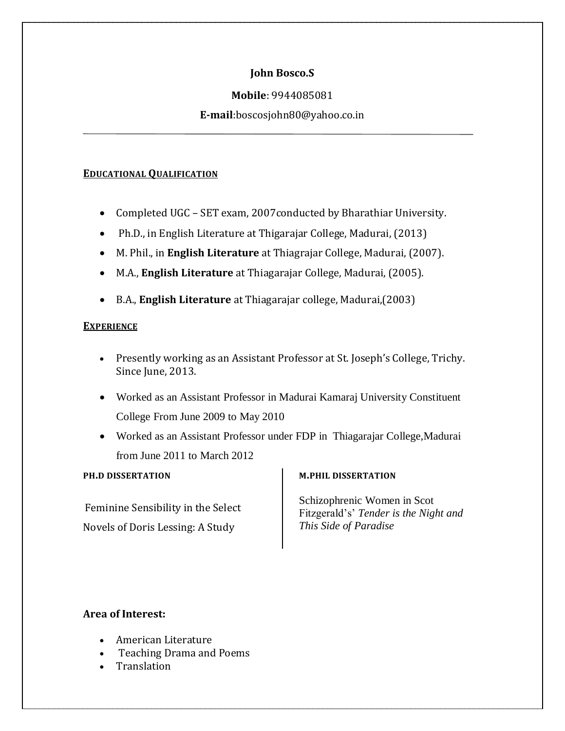**John Bosco.S**

**Mobile**: 9944085081

**E-mail**:boscosjohn80@yahoo.co.in

---

## EDUCATIONAL QUALIFICATION

- Completed UGC – SET exam, 2007conducted by Bharathiar University.
- Ph.D., in English Literature at Thigarajar College, Madurai, (2013)
- M. Phil., in **English Literature** at Thiagrajar College, Madurai, (2007).
- M.A., **English Literature** at Thiagarajar College, Madurai, (2005).
- B.A., **English Literature** at Thiagarajar college, Madurai,(2003)

## EXPERIENCE

- Presently working as an Assistant Professor at St. Joseph's College, Trichy. Since June, 2013.
- Worked as an Assistant Professor in Madurai Kamaraj University Constituent College From June 2009 to May 2010
- Worked as an Assistant Professor under FDP in Thiagarajar College,Madurai from June 2011 to March 2012

### PH.D DISSERTATION

Feminine Sensibility in the Select Novels of Doris Lessing: A Study

### M.PHIL DISSERTATION

Schizophrenic Women in Scot Fitzgerald's' *Tender is the Night and This Side of Paradise*

### Area of Interest:

- American Literature
- Teaching Drama and Poems
- Translation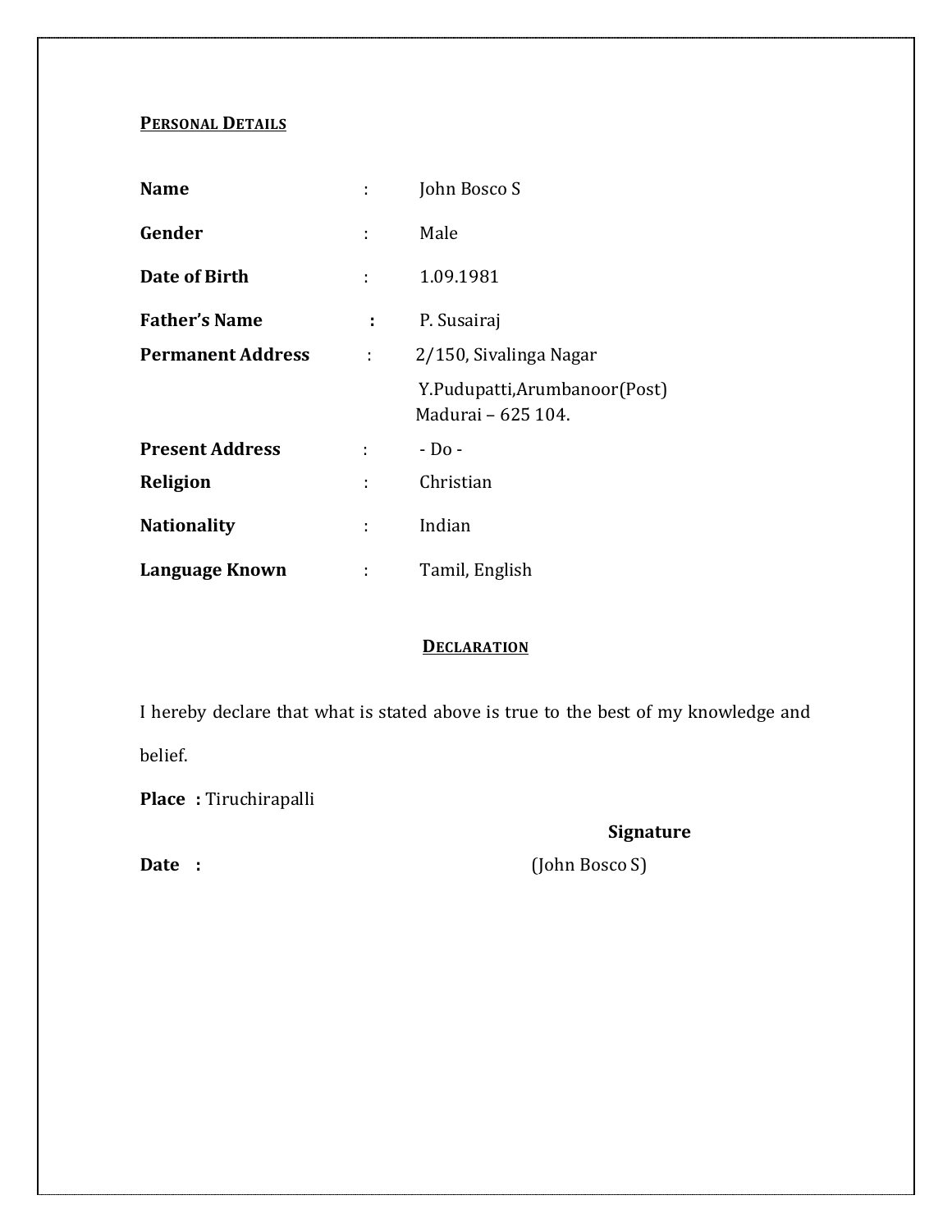## PERSONAL DETAILS

| | | |
|---|---|---|
| **Name** | : | John Bosco S |
| **Gender** | : | Male |
| **Date of Birth** | : | 1.09.1981 |
| **Father's Name** | **:** | P. Susairaj |
| **Permanent Address** | : | 2/150, Sivalinga Nagar<br>Y.Pudupatti,Arumbanoor(Post)<br>Madurai – 625 104. |
| **Present Address** | : | - Do - |
| **Religion** | : | Christian |
| **Nationality** | : | Indian |
| **Language Known** | : | Tamil, English |

## DECLARATION

I hereby declare that what is stated above is true to the best of my knowledge and belief.

**Place :** Tiruchirapalli

**Signature**

**Date :**

(John Bosco S)